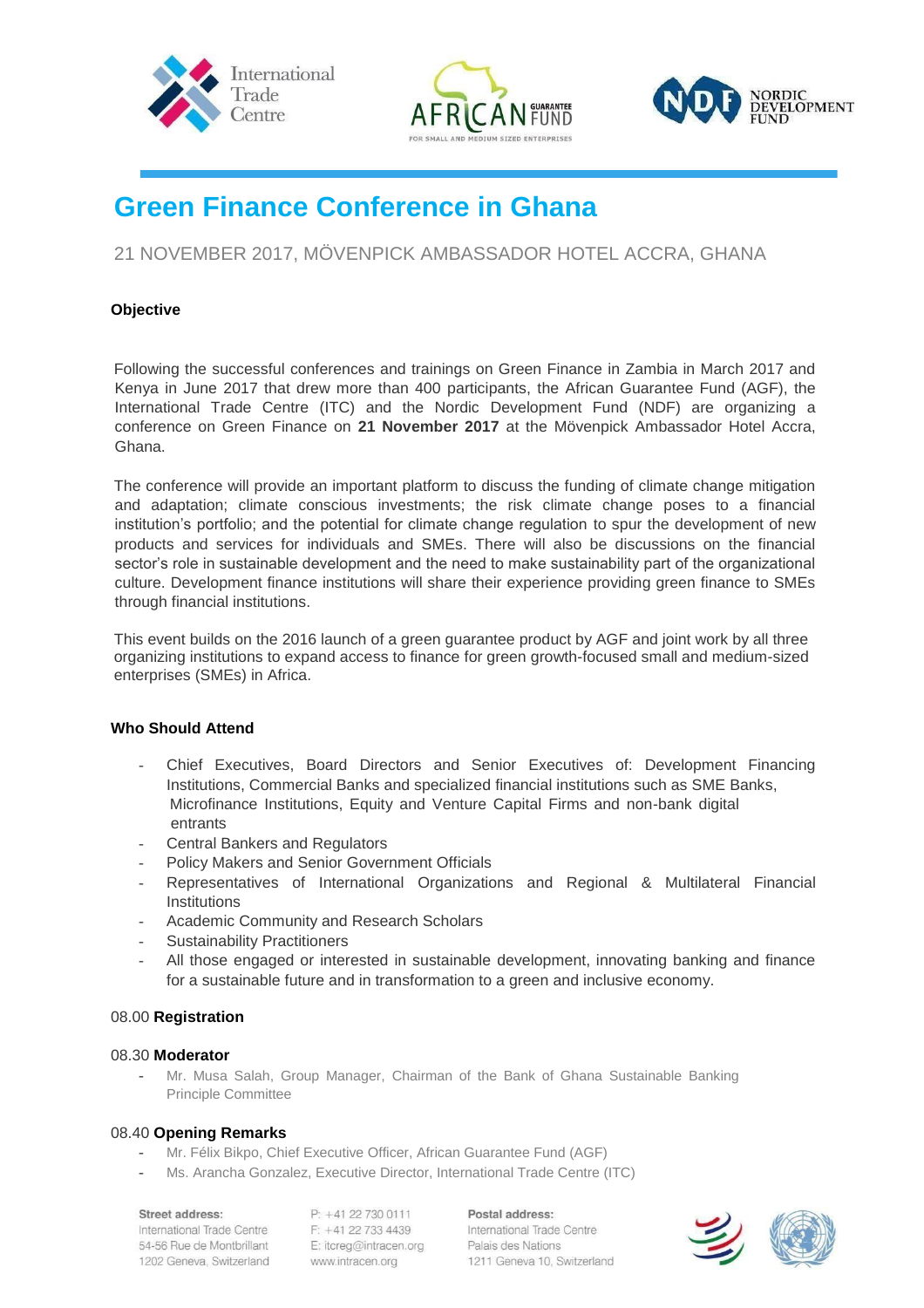# Green Finance Conference in Ghana

21 NOVEMBER 2017, MÖVENPICK AMBASSADOR HOTEL ACCRA, GHANA

**Objective**

Following the successful conferences and trainings on Green Finance in Zambia in March 2017 and Kenya in June 2017 that drew more than 400 participants, the African Guarantee Fund (AGF), the International Trade Centre (ITC) and the Nordic Development Fund (NDF) are organizing a conference on Green Finance on **21 November 2017** at the Mövenpick Ambassador Hotel Accra, Ghana.

The conference will provide an important platform to discuss the funding of climate change mitigation and adaptation; climate conscious investments; the risk climate change poses to a financial institution's portfolio; and the potential for climate change regulation to spur the development of new products and services for individuals and SMEs. There will also be discussions on the financial sector's role in sustainable development and the need to make sustainability part of the organizational culture. Development finance institutions will share their experience providing green finance to SMEs through financial institutions.

This event builds on the 2016 launch of a green guarantee product by AGF and joint work by all three organizing institutions to expand access to finance for green growth-focused small and medium-sized enterprises (SMEs) in Africa.

**Who Should Attend**

- Chief Executives, Board Directors and Senior Executives of: Development Financing Institutions, Commercial Banks and specialized financial institutions such as SME Banks, Microfinance Institutions, Equity and Venture Capital Firms and non-bank digital entrants
- Central Bankers and Regulators
- Policy Makers and Senior Government Officials
- Representatives of International Organizations and Regional & Multilateral Financial Institutions
- Academic Community and Research Scholars
- Sustainability Practitioners
- All those engaged or interested in sustainable development, innovating banking and finance for a sustainable future and in transformation to a green and inclusive economy.

08.00 **Registration**

08.30 **Moderator**

- Mr. Musa Salah, Group Manager, Chairman of the Bank of Ghana Sustainable Banking Principle Committee

08.40 **Opening Remarks**

- Mr. Félix Bikpo, Chief Executive Officer, African Guarantee Fund (AGF)
- Ms. Arancha Gonzalez, Executive Director, International Trade Centre (ITC)

**Street address:**
International Trade Centre
54-56 Rue de Montbrillant
1202 Geneva, Switzerland

P: +41 22 730 0111
F: +41 22 733 4439
E: itcreg@intracen.org
www.intracen.org

**Postal address:**
International Trade Centre
Palais des Nations
1211 Geneva 10, Switzerland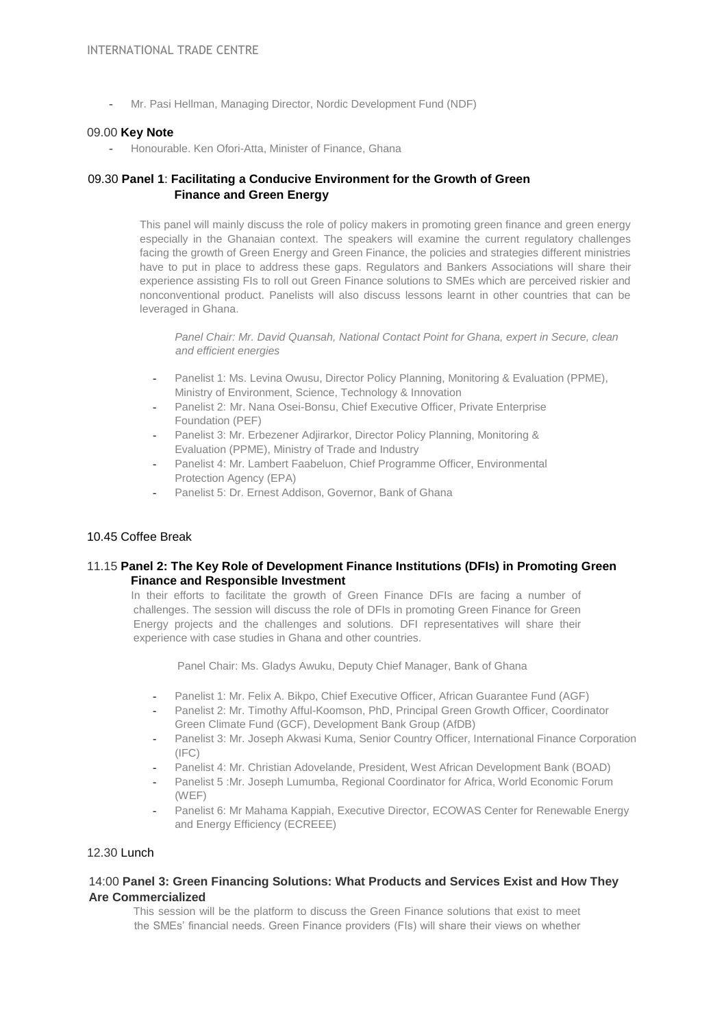- Mr. Pasi Hellman, Managing Director, Nordic Development Fund (NDF)

09.00 **Key Note**

- Honourable. Ken Ofori-Atta, Minister of Finance, Ghana

09.30 **Panel 1**: **Facilitating a Conducive Environment for the Growth of Green Finance and Green Energy**

This panel will mainly discuss the role of policy makers in promoting green finance and green energy especially in the Ghanaian context. The speakers will examine the current regulatory challenges facing the growth of Green Energy and Green Finance, the policies and strategies different ministries have to put in place to address these gaps. Regulators and Bankers Associations will share their experience assisting FIs to roll out Green Finance solutions to SMEs which are perceived riskier and nonconventional product. Panelists will also discuss lessons learnt in other countries that can be leveraged in Ghana.

*Panel Chair: Mr. David Quansah, National Contact Point for Ghana, expert in Secure, clean and efficient energies*

- Panelist 1: Ms. Levina Owusu, Director Policy Planning, Monitoring & Evaluation (PPME), Ministry of Environment, Science, Technology & Innovation
- Panelist 2: Mr. Nana Osei-Bonsu, Chief Executive Officer, Private Enterprise Foundation (PEF)
- Panelist 3: Mr. Erbezener Adjirarkor, Director Policy Planning, Monitoring & Evaluation (PPME), Ministry of Trade and Industry
- Panelist 4: Mr. Lambert Faabeluon, Chief Programme Officer, Environmental Protection Agency (EPA)
- Panelist 5: Dr. Ernest Addison, Governor, Bank of Ghana

10.45 Coffee Break

11.15 **Panel 2: The Key Role of Development Finance Institutions (DFIs) in Promoting Green Finance and Responsible Investment**

In their efforts to facilitate the growth of Green Finance DFIs are facing a number of challenges. The session will discuss the role of DFIs in promoting Green Finance for Green Energy projects and the challenges and solutions. DFI representatives will share their experience with case studies in Ghana and other countries.

Panel Chair: Ms. Gladys Awuku, Deputy Chief Manager, Bank of Ghana

- Panelist 1: Mr. Felix A. Bikpo, Chief Executive Officer, African Guarantee Fund (AGF)
- Panelist 2: Mr. Timothy Afful-Koomson, PhD, Principal Green Growth Officer, Coordinator Green Climate Fund (GCF), Development Bank Group (AfDB)
- Panelist 3: Mr. Joseph Akwasi Kuma, Senior Country Officer, International Finance Corporation (IFC)
- Panelist 4: Mr. Christian Adovelande, President, West African Development Bank (BOAD)
- Panelist 5 :Mr. Joseph Lumumba, Regional Coordinator for Africa, World Economic Forum (WEF)
- Panelist 6: Mr Mahama Kappiah, Executive Director, ECOWAS Center for Renewable Energy and Energy Efficiency (ECREEE)

12.30 Lunch

14:00 **Panel 3: Green Financing Solutions: What Products and Services Exist and How They Are Commercialized**

This session will be the platform to discuss the Green Finance solutions that exist to meet the SMEs' financial needs. Green Finance providers (FIs) will share their views on whether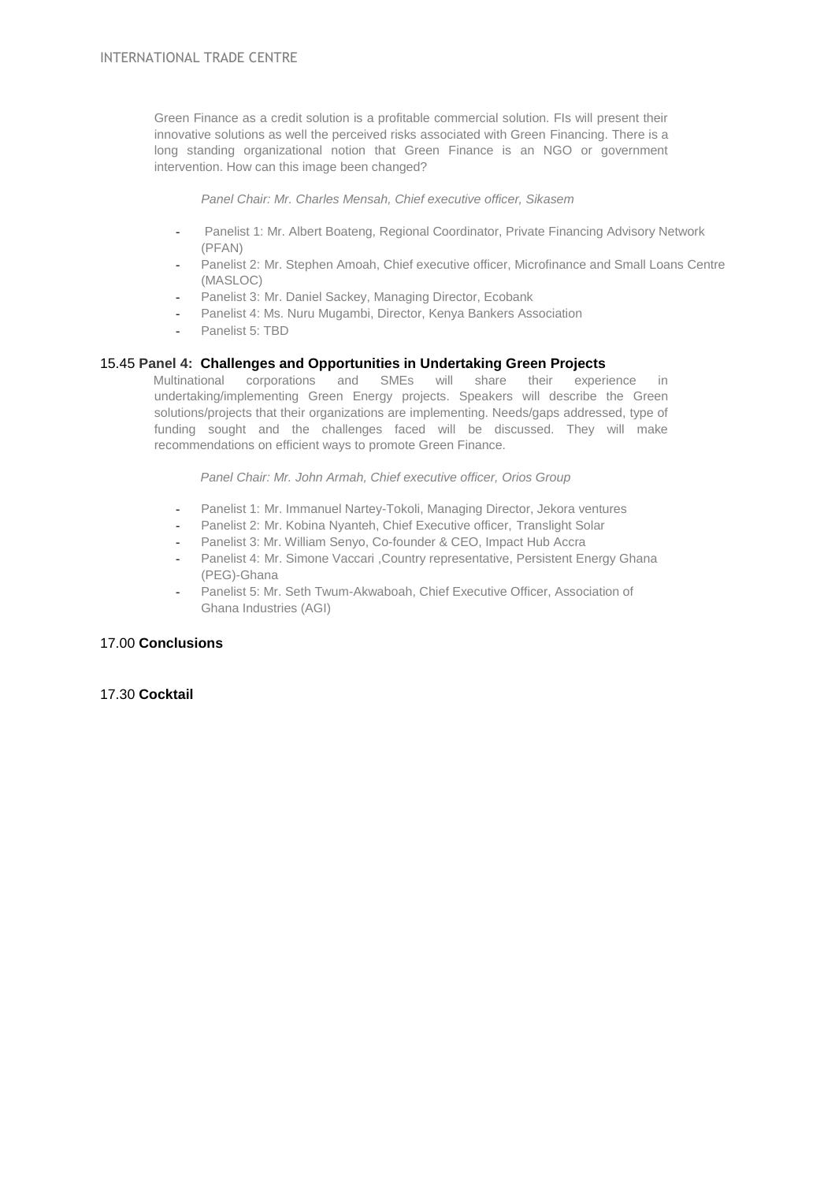Green Finance as a credit solution is a profitable commercial solution. FIs will present their innovative solutions as well the perceived risks associated with Green Financing. There is a long standing organizational notion that Green Finance is an NGO or government intervention. How can this image been changed?

*Panel Chair: Mr. Charles Mensah, Chief executive officer, Sikasem*

- Panelist 1: Mr. Albert Boateng, Regional Coordinator, Private Financing Advisory Network (PFAN)
- Panelist 2: Mr. Stephen Amoah, Chief executive officer, Microfinance and Small Loans Centre (MASLOC)
- Panelist 3: Mr. Daniel Sackey, Managing Director, Ecobank
- Panelist 4: Ms. Nuru Mugambi, Director, Kenya Bankers Association
- Panelist 5: TBD

15.45 **Panel 4: Challenges and Opportunities in Undertaking Green Projects**

Multinational corporations and SMEs will share their experience in undertaking/implementing Green Energy projects. Speakers will describe the Green solutions/projects that their organizations are implementing. Needs/gaps addressed, type of funding sought and the challenges faced will be discussed. They will make recommendations on efficient ways to promote Green Finance.

*Panel Chair: Mr. John Armah, Chief executive officer, Orios Group*

- Panelist 1: Mr. Immanuel Nartey-Tokoli, Managing Director, Jekora ventures
- Panelist 2: Mr. Kobina Nyanteh, Chief Executive officer, Translight Solar
- Panelist 3: Mr. William Senyo, Co-founder & CEO, Impact Hub Accra
- Panelist 4: Mr. Simone Vaccari ,Country representative, Persistent Energy Ghana (PEG)-Ghana
- Panelist 5: Mr. Seth Twum-Akwaboah, Chief Executive Officer, Association of Ghana Industries (AGI)

17.00 **Conclusions**

17.30 **Cocktail**